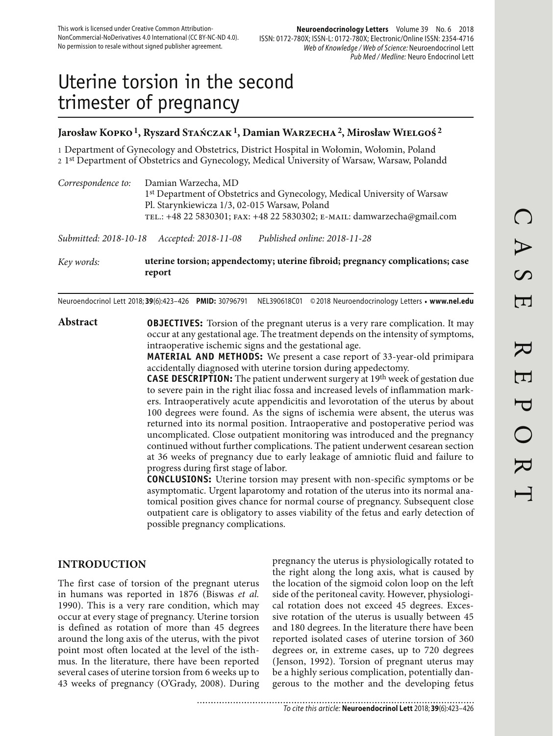This work is licensed under Creative Common Attribution-NonCommercial-NoDerivatives 4.0 International (CC BY-NC-ND 4.0). No permission to resale without signed publisher agreement.

# Uterine torsion in the second trimester of pregnancy

**Jarosław Kopko [1], Ryszard Stańczak [1], Damian Warzecha [2], Mirosław Wielgoś [2]**

1 Department of Gynecology and Obstetrics, District Hospital in Wołomin, Wołomin, Poland
2 1st Department of Obstetrics and Gynecology, Medical University of Warsaw, Warsaw, Polandd

*Correspondence to:* Damian Warzecha, MD
1st Department of Obstetrics and Gynecology, Medical University of Warsaw
Pl. Starynkiewicza 1/3, 02-015 Warsaw, Poland
TEL.: +48 22 5830301; FAX: +48 22 5830302; E-MAIL: damwarzecha@gmail.com

*Submitted: 2018-10-18* *Accepted: 2018-11-08* *Published online: 2018-11-28*

*Key words:* **uterine torsion; appendectomy; uterine fibroid; pregnancy complications; case report**

Neuroendocrinol Lett 2018; **39**(6):423–426 **PMID:** 30796791 NEL390618C01 © 2018 Neuroendocrinology Letters • **www.nel.edu**

**Abstract**

**OBJECTIVES:** Torsion of the pregnant uterus is a very rare complication. It may occur at any gestational age. The treatment depends on the intensity of symptoms, intraoperative ischemic signs and the gestational age.

**MATERIAL AND METHODS:** We present a case report of 33-year-old primipara accidentally diagnosed with uterine torsion during appedectomy.

**CASE DESCRIPTION:** The patient underwent surgery at 19th week of gestation due to severe pain in the right iliac fossa and increased levels of inflammation markers. Intraoperatively acute appendicitis and levorotation of the uterus by about 100 degrees were found. As the signs of ischemia were absent, the uterus was returned into its normal position. Intraoperative and postoperative period was uncomplicated. Close outpatient monitoring was introduced and the pregnancy continued without further complications. The patient underwent cesarean section at 36 weeks of pregnancy due to early leakage of amniotic fluid and failure to progress during first stage of labor.

**CONCLUSIONS:** Uterine torsion may present with non-specific symptoms or be asymptomatic. Urgent laparotomy and rotation of the uterus into its normal anatomical position gives chance for normal course of pregnancy. Subsequent close outpatient care is obligatory to asses viability of the fetus and early detection of possible pregnancy complications.

## INTRODUCTION

The first case of torsion of the pregnant uterus in humans was reported in 1876 (Biswas *et al.* 1990). This is a very rare condition, which may occur at every stage of pregnancy. Uterine torsion is defined as rotation of more than 45 degrees around the long axis of the uterus, with the pivot point most often located at the level of the isthmus. In the literature, there have been reported several cases of uterine torsion from 6 weeks up to 43 weeks of pregnancy (O'Grady, 2008). During pregnancy the uterus is physiologically rotated to the right along the long axis, what is caused by the location of the sigmoid colon loop on the left side of the peritoneal cavity. However, physiological rotation does not exceed 45 degrees. Excessive rotation of the uterus is usually between 45 and 180 degrees. In the literature there have been reported isolated cases of uterine torsion of 360 degrees or, in extreme cases, up to 720 degrees (Jenson, 1992). Torsion of pregnant uterus may be a highly serious complication, potentially dangerous to the mother and the developing fetus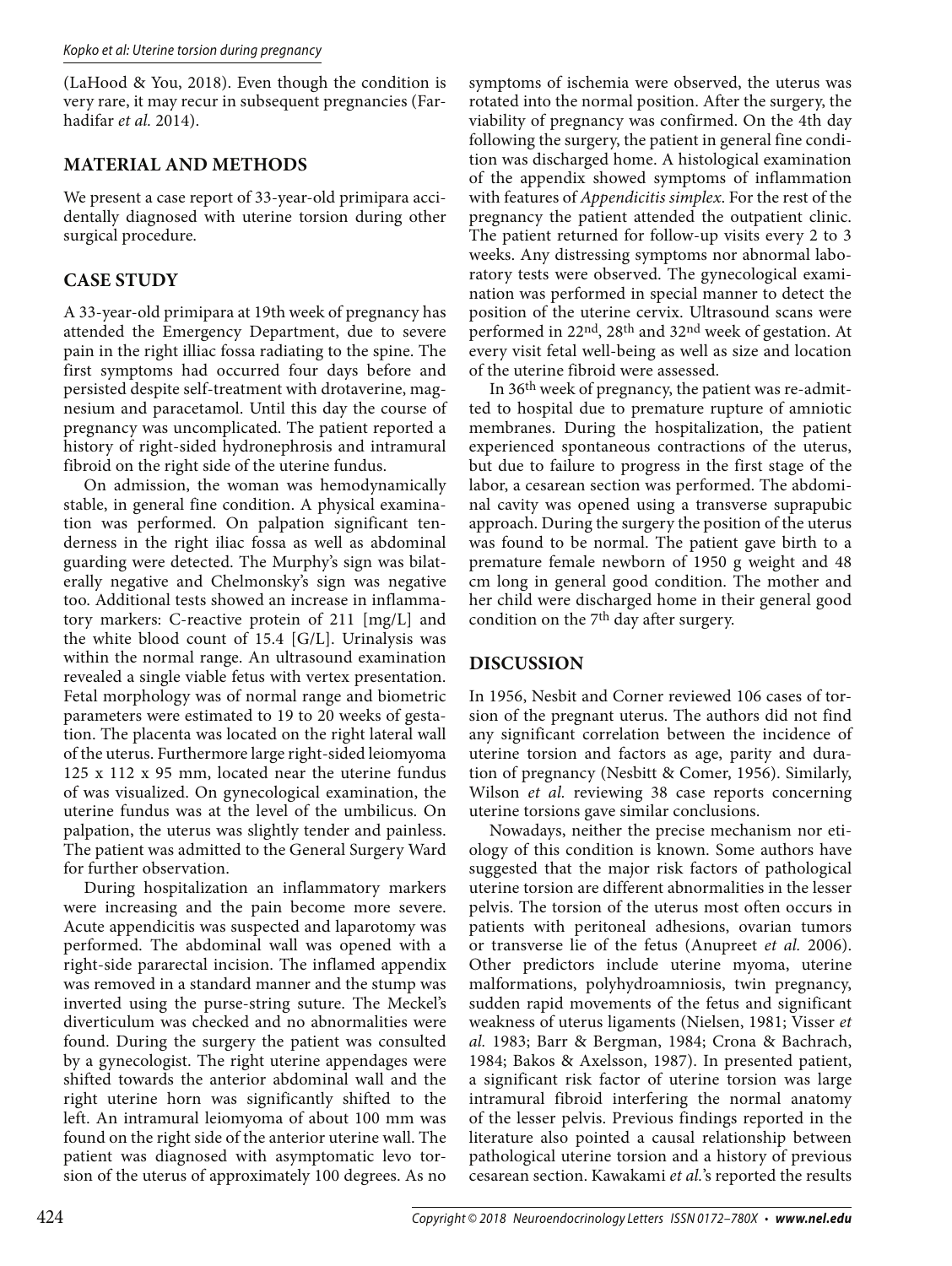(LaHood & You, 2018). Even though the condition is very rare, it may recur in subsequent pregnancies (Farhadifar *et al.* 2014).

## MATERIAL AND METHODS

We present a case report of 33-year-old primipara accidentally diagnosed with uterine torsion during other surgical procedure.

## CASE STUDY

A 33-year-old primipara at 19th week of pregnancy has attended the Emergency Department, due to severe pain in the right illiac fossa radiating to the spine. The first symptoms had occurred four days before and persisted despite self-treatment with drotaverine, magnesium and paracetamol. Until this day the course of pregnancy was uncomplicated. The patient reported a history of right-sided hydronephrosis and intramural fibroid on the right side of the uterine fundus.

On admission, the woman was hemodynamically stable, in general fine condition. A physical examination was performed. On palpation significant tenderness in the right iliac fossa as well as abdominal guarding were detected. The Murphy's sign was bilaterally negative and Chelmonsky's sign was negative too. Additional tests showed an increase in inflammatory markers: C-reactive protein of 211 [mg/L] and the white blood count of 15.4 [G/L]. Urinalysis was within the normal range. An ultrasound examination revealed a single viable fetus with vertex presentation. Fetal morphology was of normal range and biometric parameters were estimated to 19 to 20 weeks of gestation. The placenta was located on the right lateral wall of the uterus. Furthermore large right-sided leiomyoma 125 x 112 x 95 mm, located near the uterine fundus of was visualized. On gynecological examination, the uterine fundus was at the level of the umbilicus. On palpation, the uterus was slightly tender and painless. The patient was admitted to the General Surgery Ward for further observation.

During hospitalization an inflammatory markers were increasing and the pain become more severe. Acute appendicitis was suspected and laparotomy was performed. The abdominal wall was opened with a right-side pararectal incision. The inflamed appendix was removed in a standard manner and the stump was inverted using the purse-string suture. The Meckel's diverticulum was checked and no abnormalities were found. During the surgery the patient was consulted by a gynecologist. The right uterine appendages were shifted towards the anterior abdominal wall and the right uterine horn was significantly shifted to the left. An intramural leiomyoma of about 100 mm was found on the right side of the anterior uterine wall. The patient was diagnosed with asymptomatic levo torsion of the uterus of approximately 100 degrees. As no symptoms of ischemia were observed, the uterus was rotated into the normal position. After the surgery, the viability of pregnancy was confirmed. On the 4th day following the surgery, the patient in general fine condition was discharged home. A histological examination of the appendix showed symptoms of inflammation with features of *Appendicitis simplex*. For the rest of the pregnancy the patient attended the outpatient clinic. The patient returned for follow-up visits every 2 to 3 weeks. Any distressing symptoms nor abnormal laboratory tests were observed. The gynecological examination was performed in special manner to detect the position of the uterine cervix. Ultrasound scans were performed in 22nd, 28th and 32nd week of gestation. At every visit fetal well-being as well as size and location of the uterine fibroid were assessed.

In 36th week of pregnancy, the patient was re-admitted to hospital due to premature rupture of amniotic membranes. During the hospitalization, the patient experienced spontaneous contractions of the uterus, but due to failure to progress in the first stage of the labor, a cesarean section was performed. The abdominal cavity was opened using a transverse suprapubic approach. During the surgery the position of the uterus was found to be normal. The patient gave birth to a premature female newborn of 1950 g weight and 48 cm long in general good condition. The mother and her child were discharged home in their general good condition on the 7th day after surgery.

## DISCUSSION

In 1956, Nesbit and Corner reviewed 106 cases of torsion of the pregnant uterus. The authors did not find any significant correlation between the incidence of uterine torsion and factors as age, parity and duration of pregnancy (Nesbitt & Comer, 1956). Similarly, Wilson *et al.* reviewing 38 case reports concerning uterine torsions gave similar conclusions.

Nowadays, neither the precise mechanism nor etiology of this condition is known. Some authors have suggested that the major risk factors of pathological uterine torsion are different abnormalities in the lesser pelvis. The torsion of the uterus most often occurs in patients with peritoneal adhesions, ovarian tumors or transverse lie of the fetus (Anupreet *et al.* 2006). Other predictors include uterine myoma, uterine malformations, polyhydroamniosis, twin pregnancy, sudden rapid movements of the fetus and significant weakness of uterus ligaments (Nielsen, 1981; Visser *et al.* 1983; Barr & Bergman, 1984; Crona & Bachrach, 1984; Bakos & Axelsson, 1987). In presented patient, a significant risk factor of uterine torsion was large intramural fibroid interfering the normal anatomy of the lesser pelvis. Previous findings reported in the literature also pointed a causal relationship between pathological uterine torsion and a history of previous cesarean section. Kawakami *et al.*'s reported the results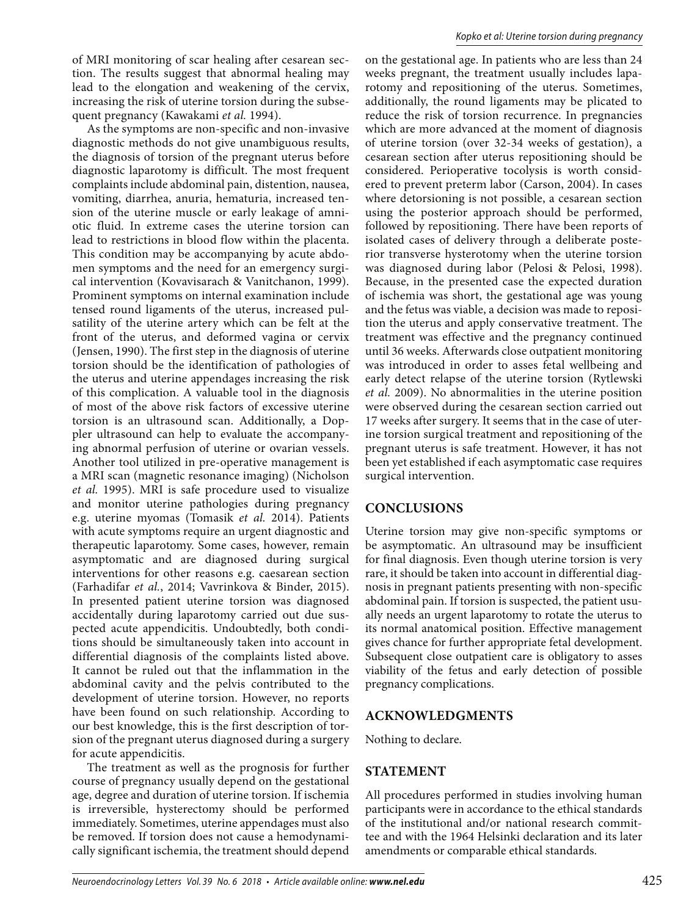of MRI monitoring of scar healing after cesarean section. The results suggest that abnormal healing may lead to the elongation and weakening of the cervix, increasing the risk of uterine torsion during the subsequent pregnancy (Kawakami *et al.* 1994).

As the symptoms are non-specific and non-invasive diagnostic methods do not give unambiguous results, the diagnosis of torsion of the pregnant uterus before diagnostic laparotomy is difficult. The most frequent complaints include abdominal pain, distention, nausea, vomiting, diarrhea, anuria, hematuria, increased tension of the uterine muscle or early leakage of amniotic fluid. In extreme cases the uterine torsion can lead to restrictions in blood flow within the placenta. This condition may be accompanying by acute abdomen symptoms and the need for an emergency surgical intervention (Kovavisarach & Vanitchanon, 1999). Prominent symptoms on internal examination include tensed round ligaments of the uterus, increased pulsatility of the uterine artery which can be felt at the front of the uterus, and deformed vagina or cervix (Jensen, 1990). The first step in the diagnosis of uterine torsion should be the identification of pathologies of the uterus and uterine appendages increasing the risk of this complication. A valuable tool in the diagnosis of most of the above risk factors of excessive uterine torsion is an ultrasound scan. Additionally, a Doppler ultrasound can help to evaluate the accompanying abnormal perfusion of uterine or ovarian vessels. Another tool utilized in pre-operative management is a MRI scan (magnetic resonance imaging) (Nicholson *et al.* 1995). MRI is safe procedure used to visualize and monitor uterine pathologies during pregnancy e.g. uterine myomas (Tomasik *et al.* 2014). Patients with acute symptoms require an urgent diagnostic and therapeutic laparotomy. Some cases, however, remain asymptomatic and are diagnosed during surgical interventions for other reasons e.g. caesarean section (Farhadifar *et al.*, 2014; Vavrinkova & Binder, 2015). In presented patient uterine torsion was diagnosed accidentally during laparotomy carried out due suspected acute appendicitis. Undoubtedly, both conditions should be simultaneously taken into account in differential diagnosis of the complaints listed above. It cannot be ruled out that the inflammation in the abdominal cavity and the pelvis contributed to the development of uterine torsion. However, no reports have been found on such relationship. According to our best knowledge, this is the first description of torsion of the pregnant uterus diagnosed during a surgery for acute appendicitis.

The treatment as well as the prognosis for further course of pregnancy usually depend on the gestational age, degree and duration of uterine torsion. If ischemia is irreversible, hysterectomy should be performed immediately. Sometimes, uterine appendages must also be removed. If torsion does not cause a hemodynamically significant ischemia, the treatment should depend on the gestational age. In patients who are less than 24 weeks pregnant, the treatment usually includes laparotomy and repositioning of the uterus. Sometimes, additionally, the round ligaments may be plicated to reduce the risk of torsion recurrence. In pregnancies which are more advanced at the moment of diagnosis of uterine torsion (over 32-34 weeks of gestation), a cesarean section after uterus repositioning should be considered. Perioperative tocolysis is worth considered to prevent preterm labor (Carson, 2004). In cases where detorsioning is not possible, a cesarean section using the posterior approach should be performed, followed by repositioning. There have been reports of isolated cases of delivery through a deliberate posterior transverse hysterotomy when the uterine torsion was diagnosed during labor (Pelosi & Pelosi, 1998). Because, in the presented case the expected duration of ischemia was short, the gestational age was young and the fetus was viable, a decision was made to reposition the uterus and apply conservative treatment. The treatment was effective and the pregnancy continued until 36 weeks. Afterwards close outpatient monitoring was introduced in order to asses fetal wellbeing and early detect relapse of the uterine torsion (Rytlewski *et al.* 2009). No abnormalities in the uterine position were observed during the cesarean section carried out 17 weeks after surgery. It seems that in the case of uterine torsion surgical treatment and repositioning of the pregnant uterus is safe treatment. However, it has not been yet established if each asymptomatic case requires surgical intervention.

## CONCLUSIONS

Uterine torsion may give non-specific symptoms or be asymptomatic. An ultrasound may be insufficient for final diagnosis. Even though uterine torsion is very rare, it should be taken into account in differential diagnosis in pregnant patients presenting with non-specific abdominal pain. If torsion is suspected, the patient usually needs an urgent laparotomy to rotate the uterus to its normal anatomical position. Effective management gives chance for further appropriate fetal development. Subsequent close outpatient care is obligatory to asses viability of the fetus and early detection of possible pregnancy complications.

## ACKNOWLEDGMENTS

Nothing to declare.

## STATEMENT

All procedures performed in studies involving human participants were in accordance to the ethical standards of the institutional and/or national research committee and with the 1964 Helsinki declaration and its later amendments or comparable ethical standards.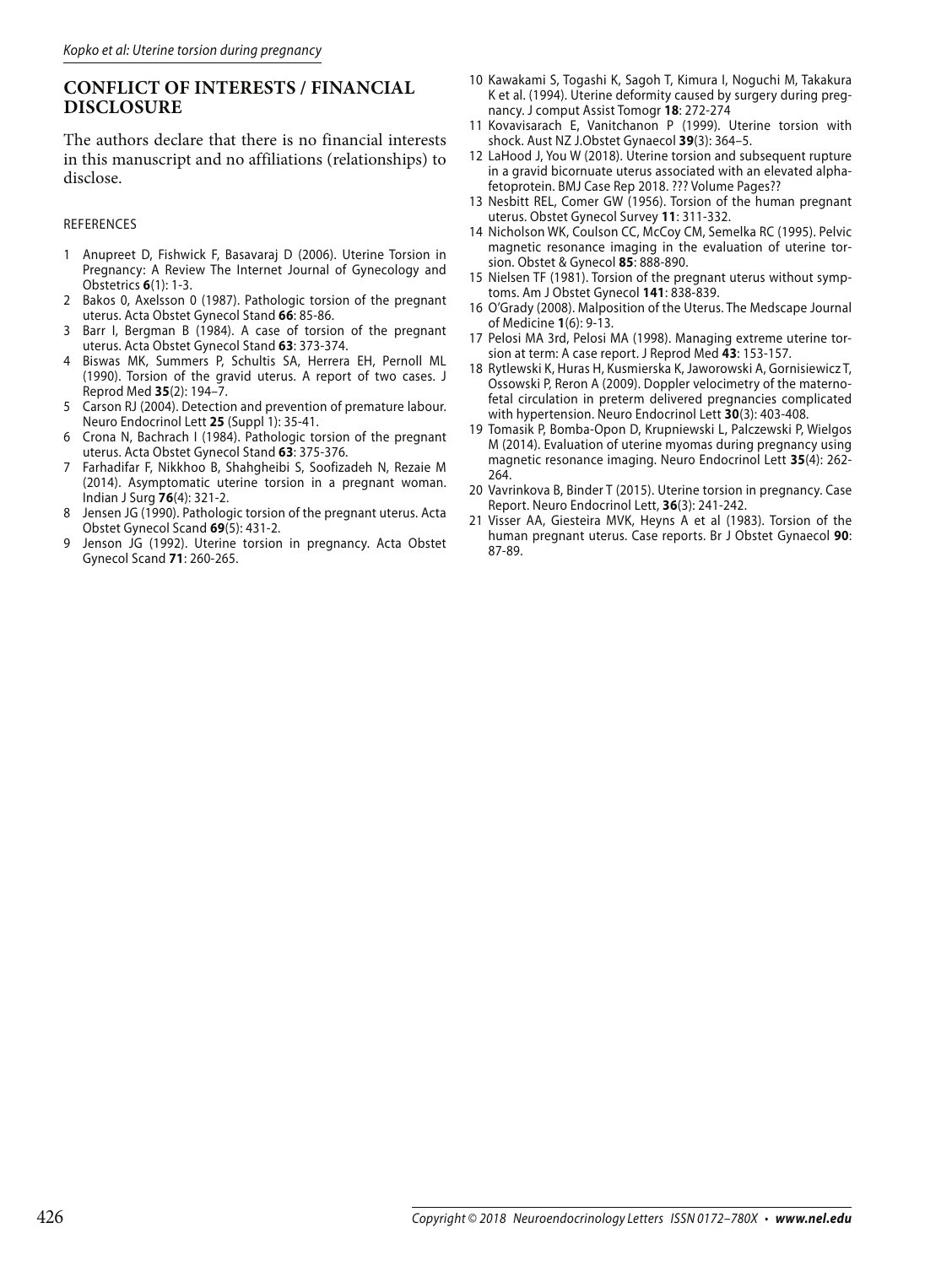## CONFLICT OF INTERESTS / FINANCIAL DISCLOSURE

The authors declare that there is no financial interests in this manuscript and no affiliations (relationships) to disclose.

REFERENCES

1. Anupreet D, Fishwick F, Basavaraj D (2006). Uterine Torsion in Pregnancy: A Review The Internet Journal of Gynecology and Obstetrics **6**(1): 1-3.
2. Bakos 0, Axelsson 0 (1987). Pathologic torsion of the pregnant uterus. Acta Obstet Gynecol Stand **66**: 85-86.
3. Barr I, Bergman B (1984). A case of torsion of the pregnant uterus. Acta Obstet Gynecol Stand **63**: 373-374.
4. Biswas MK, Summers P, Schultis SA, Herrera EH, Pernoll ML (1990). Torsion of the gravid uterus. A report of two cases. J Reprod Med **35**(2): 194–7.
5. Carson RJ (2004). Detection and prevention of premature labour. Neuro Endocrinol Lett **25** (Suppl 1): 35-41.
6. Crona N, Bachrach I (1984). Pathologic torsion of the pregnant uterus. Acta Obstet Gynecol Stand **63**: 375-376.
7. Farhadifar F, Nikkhoo B, Shahgheibi S, Soofizadeh N, Rezaie M (2014). Asymptomatic uterine torsion in a pregnant woman. Indian J Surg **76**(4): 321-2.
8. Jensen JG (1990). Pathologic torsion of the pregnant uterus. Acta Obstet Gynecol Scand **69**(5): 431-2.
9. Jenson JG (1992). Uterine torsion in pregnancy. Acta Obstet Gynecol Scand **71**: 260-265.
10. Kawakami S, Togashi K, Sagoh T, Kimura I, Noguchi M, Takakura K et al. (1994). Uterine deformity caused by surgery during pregnancy. J comput Assist Tomogr **18**: 272-274
11. Kovavisarach E, Vanitchanon P (1999). Uterine torsion with shock. Aust NZ J.Obstet Gynaecol **39**(3): 364–5.
12. LaHood J, You W (2018). Uterine torsion and subsequent rupture in a gravid bicornuate uterus associated with an elevated alpha-fetoprotein. BMJ Case Rep 2018. ??? Volume Pages??
13. Nesbitt REL, Comer GW (1956). Torsion of the human pregnant uterus. Obstet Gynecol Survey **11**: 311-332.
14. Nicholson WK, Coulson CC, McCoy CM, Semelka RC (1995). Pelvic magnetic resonance imaging in the evaluation of uterine torsion. Obstet & Gynecol **85**: 888-890.
15. Nielsen TF (1981). Torsion of the pregnant uterus without symptoms. Am J Obstet Gynecol **141**: 838-839.
16. O'Grady (2008). Malposition of the Uterus. The Medscape Journal of Medicine **1**(6): 9-13.
17. Pelosi MA 3rd, Pelosi MA (1998). Managing extreme uterine torsion at term: A case report. J Reprod Med **43**: 153-157.
18. Rytlewski K, Huras H, Kusmierska K, Jaworowski A, Gornisiewicz T, Ossowski P, Reron A (2009). Doppler velocimetry of the materno-fetal circulation in preterm delivered pregnancies complicated with hypertension. Neuro Endocrinol Lett **30**(3): 403-408.
19. Tomasik P, Bomba-Opon D, Krupniewski L, Palczewski P, Wielgos M (2014). Evaluation of uterine myomas during pregnancy using magnetic resonance imaging. Neuro Endocrinol Lett **35**(4): 262-264.
20. Vavrinkova B, Binder T (2015). Uterine torsion in pregnancy. Case Report. Neuro Endocrinol Lett, **36**(3): 241-242.
21. Visser AA, Giesteira MVK, Heyns A et al (1983). Torsion of the human pregnant uterus. Case reports. Br J Obstet Gynaecol **90**: 87-89.